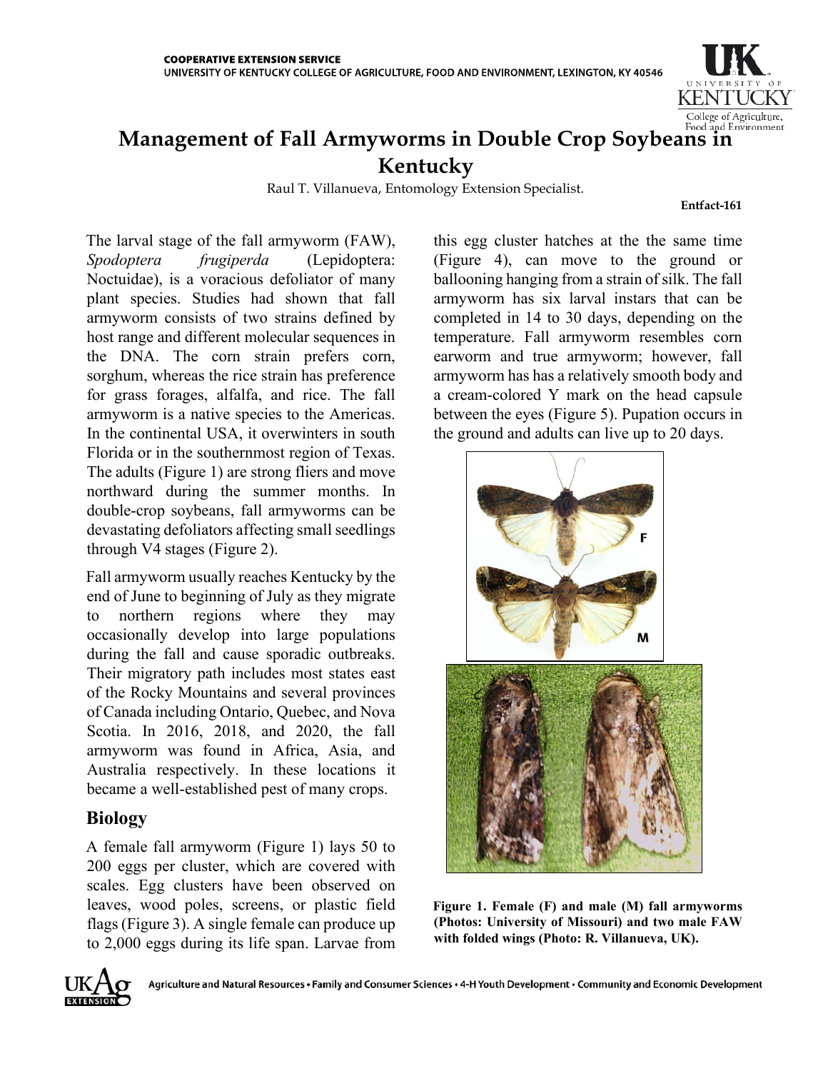COOPERATIVE EXTENSION SERVICE
UNIVERSITY OF KENTUCKY COLLEGE OF AGRICULTURE, FOOD AND ENVIRONMENT, LEXINGTON, KY 40546

# Management of Fall Armyworms in Double Crop Soybeans in Kentucky

Raul T. Villanueva, Entomology Extension Specialist.

**Entfact-161**

The larval stage of the fall armyworm (FAW), *Spodoptera frugiperda* (Lepidoptera: Noctuidae), is a voracious defoliator of many plant species. Studies had shown that fall armyworm consists of two strains defined by host range and different molecular sequences in the DNA. The corn strain prefers corn, sorghum, whereas the rice strain has preference for grass forages, alfalfa, and rice. The fall armyworm is a native species to the Americas. In the continental USA, it overwinters in south Florida or in the southernmost region of Texas. The adults (Figure 1) are strong fliers and move northward during the summer months. In double-crop soybeans, fall armyworms can be devastating defoliators affecting small seedlings through V4 stages (Figure 2).

Fall armyworm usually reaches Kentucky by the end of June to beginning of July as they migrate to northern regions where they may occasionally develop into large populations during the fall and cause sporadic outbreaks. Their migratory path includes most states east of the Rocky Mountains and several provinces of Canada including Ontario, Quebec, and Nova Scotia. In 2016, 2018, and 2020, the fall armyworm was found in Africa, Asia, and Australia respectively. In these locations it became a well-established pest of many crops.

## Biology

A female fall armyworm (Figure 1) lays 50 to 200 eggs per cluster, which are covered with scales. Egg clusters have been observed on leaves, wood poles, screens, or plastic field flags (Figure 3). A single female can produce up to 2,000 eggs during its life span. Larvae from this egg cluster hatches at the the same time (Figure 4), can move to the ground or ballooning hanging from a strain of silk. The fall armyworm has six larval instars that can be completed in 14 to 30 days, depending on the temperature. Fall armyworm resembles corn earworm and true armyworm; however, fall armyworm has has a relatively smooth body and a cream-colored Y mark on the head capsule between the eyes (Figure 5). Pupation occurs in the ground and adults can live up to 20 days.

**Figure 1. Female (F) and male (M) fall armyworms (Photos: University of Missouri) and two male FAW with folded wings (Photo: R. Villanueva, UK).**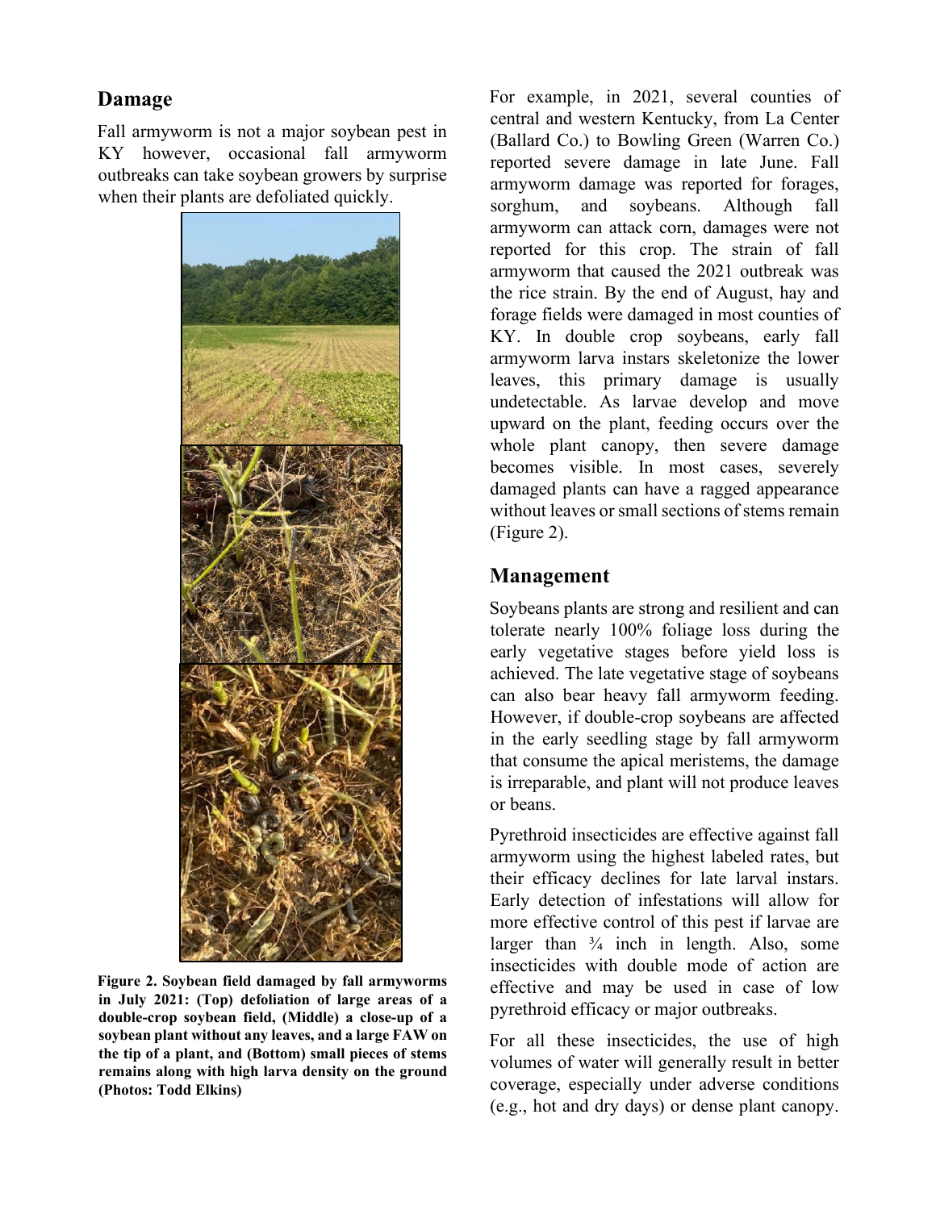## Damage

Fall armyworm is not a major soybean pest in KY however, occasional fall armyworm outbreaks can take soybean growers by surprise when their plants are defoliated quickly.

**Figure 2. Soybean field damaged by fall armyworms in July 2021: (Top) defoliation of large areas of a double-crop soybean field, (Middle) a close-up of a soybean plant without any leaves, and a large FAW on the tip of a plant, and (Bottom) small pieces of stems remains along with high larva density on the ground (Photos: Todd Elkins)**

For example, in 2021, several counties of central and western Kentucky, from La Center (Ballard Co.) to Bowling Green (Warren Co.) reported severe damage in late June. Fall armyworm damage was reported for forages, sorghum, and soybeans. Although fall armyworm can attack corn, damages were not reported for this crop. The strain of fall armyworm that caused the 2021 outbreak was the rice strain. By the end of August, hay and forage fields were damaged in most counties of KY. In double crop soybeans, early fall armyworm larva instars skeletonize the lower leaves, this primary damage is usually undetectable. As larvae develop and move upward on the plant, feeding occurs over the whole plant canopy, then severe damage becomes visible. In most cases, severely damaged plants can have a ragged appearance without leaves or small sections of stems remain (Figure 2).

## Management

Soybeans plants are strong and resilient and can tolerate nearly 100% foliage loss during the early vegetative stages before yield loss is achieved. The late vegetative stage of soybeans can also bear heavy fall armyworm feeding. However, if double-crop soybeans are affected in the early seedling stage by fall armyworm that consume the apical meristems, the damage is irreparable, and plant will not produce leaves or beans.

Pyrethroid insecticides are effective against fall armyworm using the highest labeled rates, but their efficacy declines for late larval instars. Early detection of infestations will allow for more effective control of this pest if larvae are larger than ¾ inch in length. Also, some insecticides with double mode of action are effective and may be used in case of low pyrethroid efficacy or major outbreaks.

For all these insecticides, the use of high volumes of water will generally result in better coverage, especially under adverse conditions (e.g., hot and dry days) or dense plant canopy.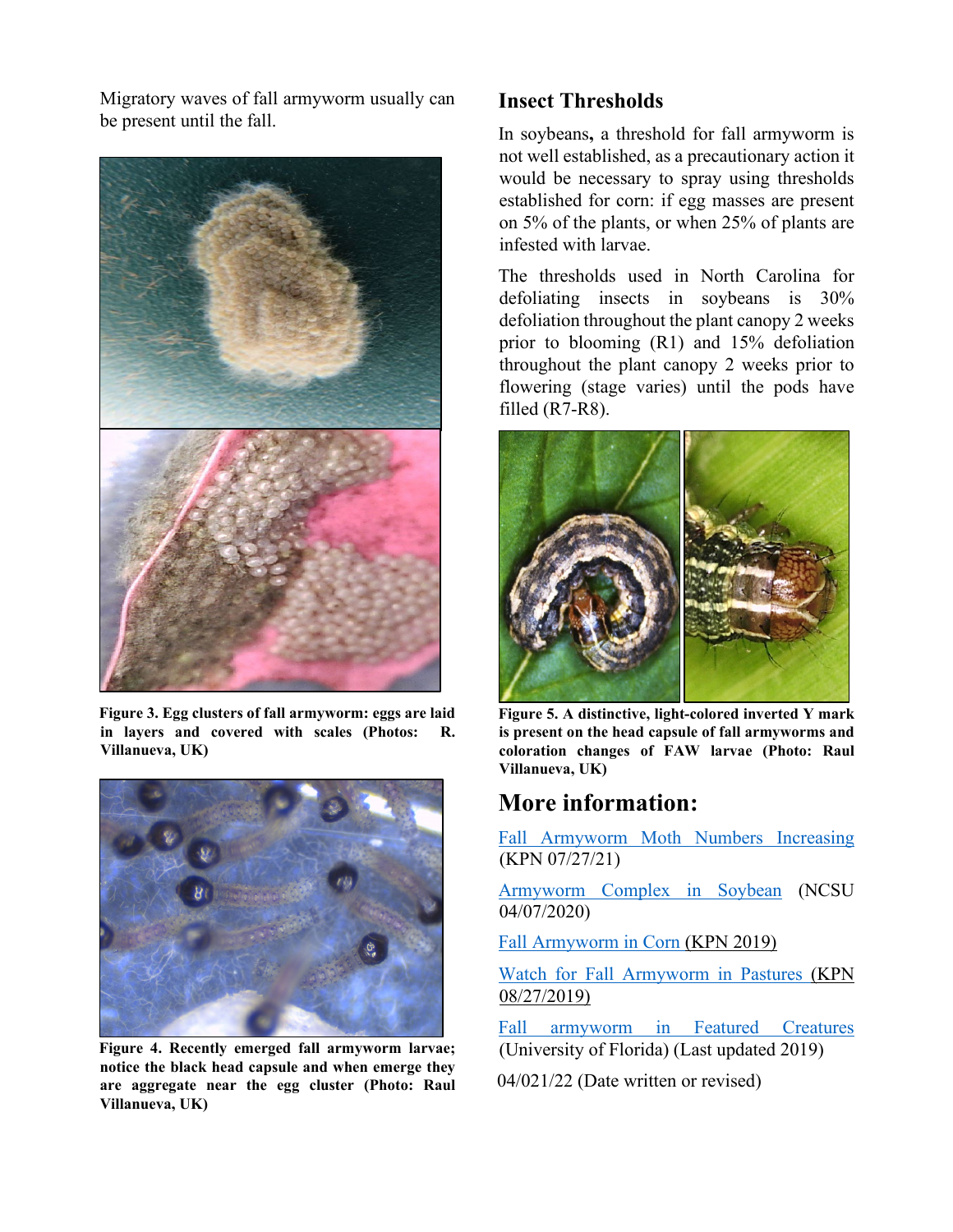Migratory waves of fall armyworm usually can be present until the fall.

**Figure 3. Egg clusters of fall armyworm: eggs are laid in layers and covered with scales (Photos: R. Villanueva, UK)**

**Figure 4. Recently emerged fall armyworm larvae; notice the black head capsule and when emerge they are aggregate near the egg cluster (Photo: Raul Villanueva, UK)**

## Insect Thresholds

In soybeans**,** a threshold for fall armyworm is not well established, as a precautionary action it would be necessary to spray using thresholds established for corn: if egg masses are present on 5% of the plants, or when 25% of plants are infested with larvae.

The thresholds used in North Carolina for defoliating insects in soybeans is 30% defoliation throughout the plant canopy 2 weeks prior to blooming (R1) and 15% defoliation throughout the plant canopy 2 weeks prior to flowering (stage varies) until the pods have filled (R7-R8).

**Figure 5. A distinctive, light-colored inverted Y mark is present on the head capsule of fall armyworms and coloration changes of FAW larvae (Photo: Raul Villanueva, UK)**

# More information:

Fall Armyworm Moth Numbers Increasing (KPN 07/27/21)

Armyworm Complex in Soybean (NCSU 04/07/2020)

Fall Armyworm in Corn (KPN 2019)

Watch for Fall Armyworm in Pastures (KPN 08/27/2019)

Fall armyworm in Featured Creatures (University of Florida) (Last updated 2019)

04/021/22 (Date written or revised)